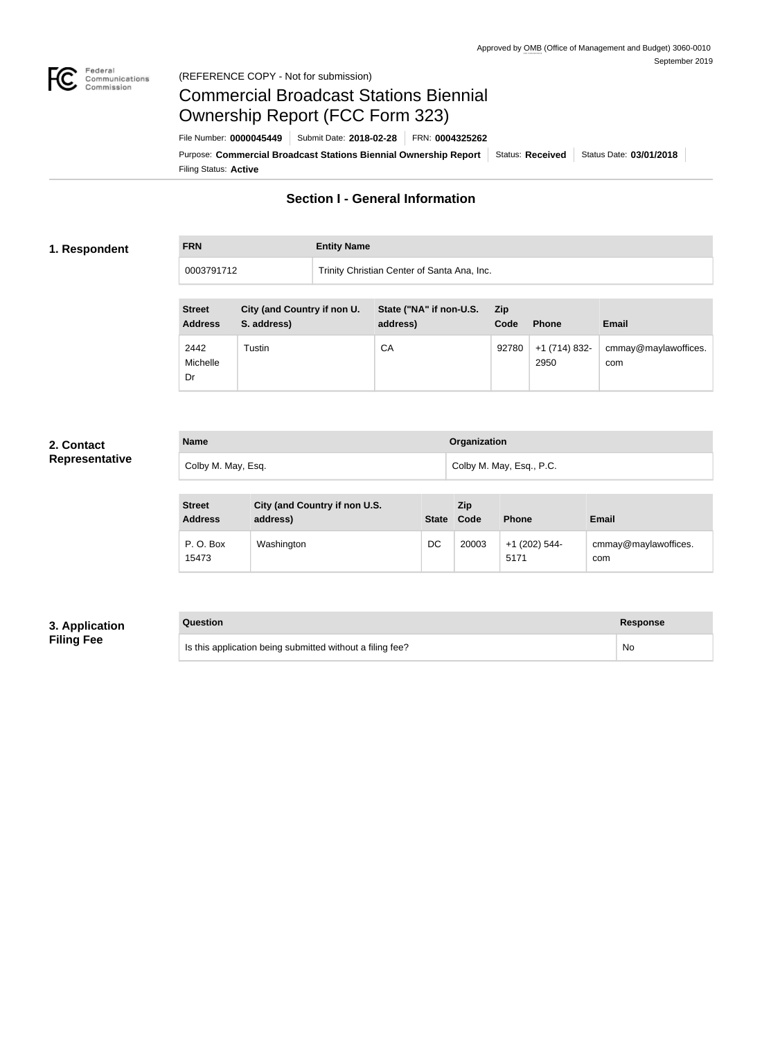Approved by OMB (Office of Management and Budget) 3060-0010
September 2019

(REFERENCE COPY - Not for submission)

# Commercial Broadcast Stations Biennial Ownership Report (FCC Form 323)

File Number: **0000045449** | Submit Date: **2018-02-28** | FRN: **0004325262**

Purpose: **Commercial Broadcast Stations Biennial Ownership Report** | Status: **Received** | Status Date: **03/01/2018**

Filing Status: **Active**

## Section I - General Information

### 1. Respondent

| FRN | Entity Name |
|---|---|
| 0003791712 | Trinity Christian Center of Santa Ana, Inc. |

| Street Address | City (and Country if non U. S. address) | State ("NA" if non-U.S. address) | Zip Code | Phone | Email |
|---|---|---|---|---|---|
| 2442 Michelle Dr | Tustin | CA | 92780 | +1 (714) 832-2950 | cmmay@maylawoffices.com |

### 2. Contact Representative

| Name | Organization |
|---|---|
| Colby M. May, Esq. | Colby M. May, Esq., P.C. |

| Street Address | City (and Country if non U.S. address) | State | Zip Code | Phone | Email |
|---|---|---|---|---|---|
| P. O. Box 15473 | Washington | DC | 20003 | +1 (202) 544-5171 | cmmay@maylawoffices.com |

### 3. Application Filing Fee

| Question | Response |
|---|---|
| Is this application being submitted without a filing fee? | No |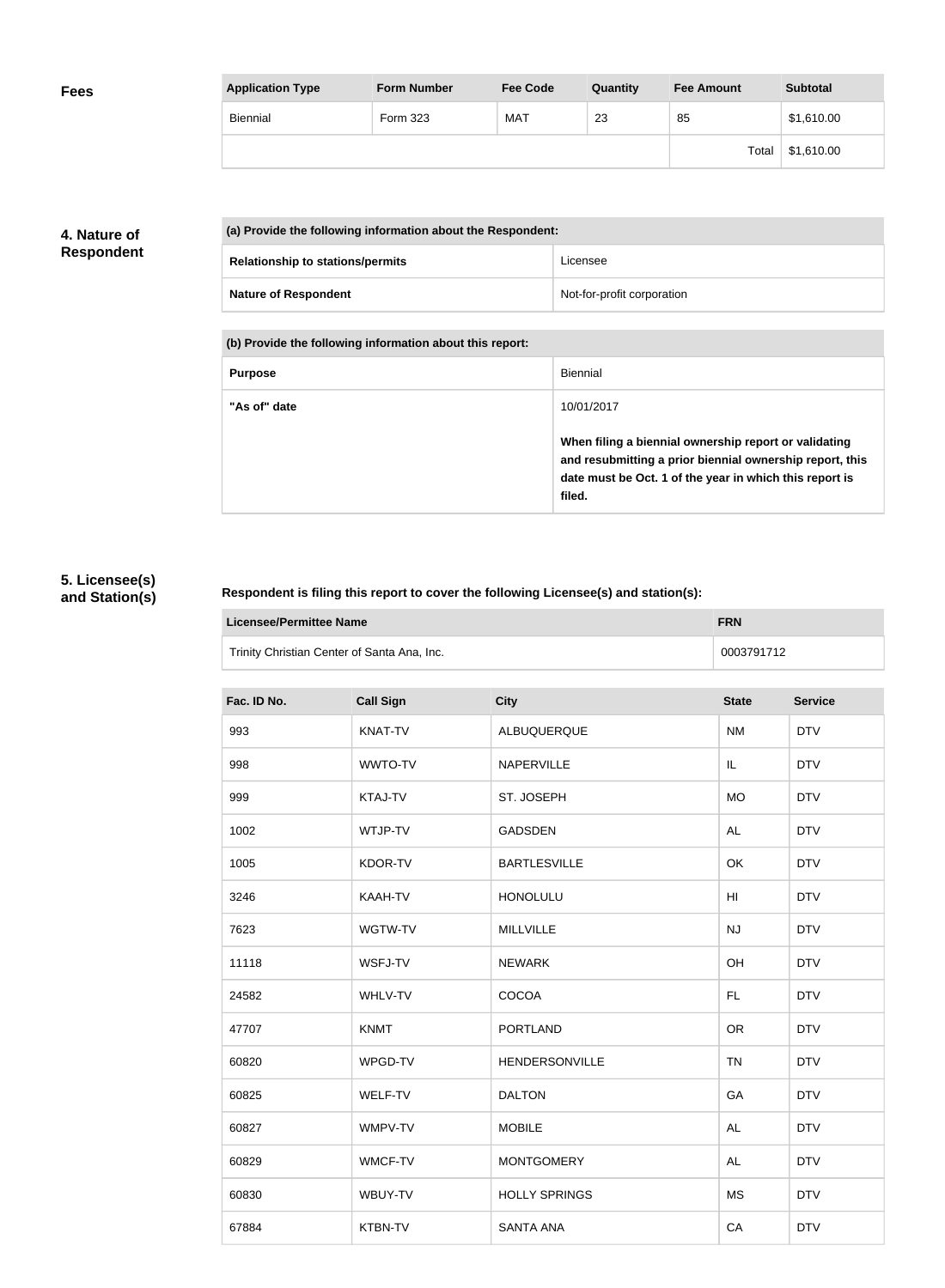## Fees

| Application Type | Form Number | Fee Code | Quantity | Fee Amount | Subtotal |
|---|---|---|---|---|---|
| Biennial | Form 323 | MAT | 23 | 85 | $1,610.00 |
| | | | | Total | $1,610.00 |

## 4. Nature of Respondent

| (a) Provide the following information about the Respondent: | |
|---|---|
| Relationship to stations/permits | Licensee |
| Nature of Respondent | Not-for-profit corporation |

| (b) Provide the following information about this report: | |
|---|---|
| Purpose | Biennial |
| "As of" date | 10/01/2017<br><br>**When filing a biennial ownership report or validating and resubmitting a prior biennial ownership report, this date must be Oct. 1 of the year in which this report is filed.** |

## 5. Licensee(s) and Station(s)

**Respondent is filing this report to cover the following Licensee(s) and station(s):**

| Licensee/Permittee Name | FRN |
|---|---|
| Trinity Christian Center of Santa Ana, Inc. | 0003791712 |

| Fac. ID No. | Call Sign | City | State | Service |
|---|---|---|---|---|
| 993 | KNAT-TV | ALBUQUERQUE | NM | DTV |
| 998 | WWTO-TV | NAPERVILLE | IL | DTV |
| 999 | KTAJ-TV | ST. JOSEPH | MO | DTV |
| 1002 | WTJP-TV | GADSDEN | AL | DTV |
| 1005 | KDOR-TV | BARTLESVILLE | OK | DTV |
| 3246 | KAAH-TV | HONOLULU | HI | DTV |
| 7623 | WGTW-TV | MILLVILLE | NJ | DTV |
| 11118 | WSFJ-TV | NEWARK | OH | DTV |
| 24582 | WHLV-TV | COCOA | FL | DTV |
| 47707 | KNMT | PORTLAND | OR | DTV |
| 60820 | WPGD-TV | HENDERSONVILLE | TN | DTV |
| 60825 | WELF-TV | DALTON | GA | DTV |
| 60827 | WMPV-TV | MOBILE | AL | DTV |
| 60829 | WMCF-TV | MONTGOMERY | AL | DTV |
| 60830 | WBUY-TV | HOLLY SPRINGS | MS | DTV |
| 67884 | KTBN-TV | SANTA ANA | CA | DTV |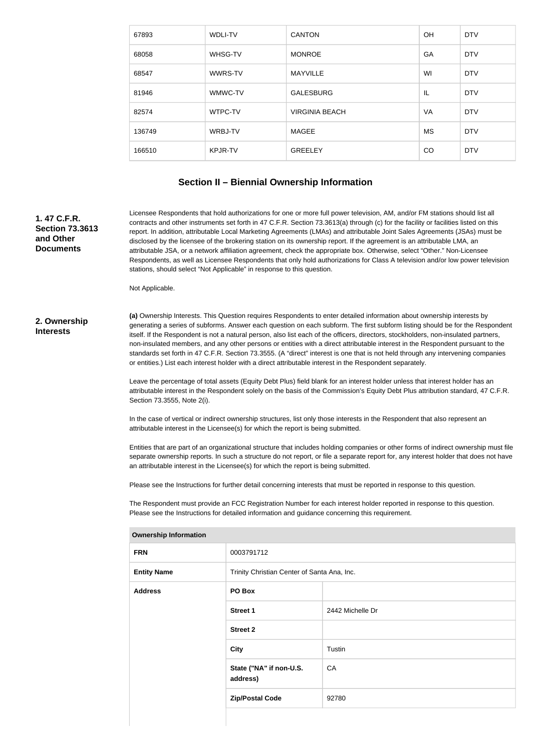| | | | | |
|---|---|---|---|---|
| 67893 | WDLI-TV | CANTON | OH | DTV |
| 68058 | WHSG-TV | MONROE | GA | DTV |
| 68547 | WWRS-TV | MAYVILLE | WI | DTV |
| 81946 | WMWC-TV | GALESBURG | IL | DTV |
| 82574 | WTPC-TV | VIRGINIA BEACH | VA | DTV |
| 136749 | WRBJ-TV | MAGEE | MS | DTV |
| 166510 | KPJR-TV | GREELEY | CO | DTV |

## Section II – Biennial Ownership Information

**1. 47 C.F.R. Section 73.3613 and Other Documents**

Licensee Respondents that hold authorizations for one or more full power television, AM, and/or FM stations should list all contracts and other instruments set forth in 47 C.F.R. Section 73.3613(a) through (c) for the facility or facilities listed on this report. In addition, attributable Local Marketing Agreements (LMAs) and attributable Joint Sales Agreements (JSAs) must be disclosed by the licensee of the brokering station on its ownership report. If the agreement is an attributable LMA, an attributable JSA, or a network affiliation agreement, check the appropriate box. Otherwise, select "Other." Non-Licensee Respondents, as well as Licensee Respondents that only hold authorizations for Class A television and/or low power television stations, should select "Not Applicable" in response to this question.

Not Applicable.

**2. Ownership Interests**

**(a)** Ownership Interests. This Question requires Respondents to enter detailed information about ownership interests by generating a series of subforms. Answer each question on each subform. The first subform listing should be for the Respondent itself. If the Respondent is not a natural person, also list each of the officers, directors, stockholders, non-insulated partners, non-insulated members, and any other persons or entities with a direct attributable interest in the Respondent pursuant to the standards set forth in 47 C.F.R. Section 73.3555. (A "direct" interest is one that is not held through any intervening companies or entities.) List each interest holder with a direct attributable interest in the Respondent separately.

Leave the percentage of total assets (Equity Debt Plus) field blank for an interest holder unless that interest holder has an attributable interest in the Respondent solely on the basis of the Commission's Equity Debt Plus attribution standard, 47 C.F.R. Section 73.3555, Note 2(i).

In the case of vertical or indirect ownership structures, list only those interests in the Respondent that also represent an attributable interest in the Licensee(s) for which the report is being submitted.

Entities that are part of an organizational structure that includes holding companies or other forms of indirect ownership must file separate ownership reports. In such a structure do not report, or file a separate report for, any interest holder that does not have an attributable interest in the Licensee(s) for which the report is being submitted.

Please see the Instructions for further detail concerning interests that must be reported in response to this question.

The Respondent must provide an FCC Registration Number for each interest holder reported in response to this question. Please see the Instructions for detailed information and guidance concerning this requirement.

| Ownership Information | | |
|---|---|---|
| **FRN** | 0003791712 | |
| **Entity Name** | Trinity Christian Center of Santa Ana, Inc. | |
| **Address** | **PO Box** | |
| | **Street 1** | 2442 Michelle Dr |
| | **Street 2** | |
| | **City** | Tustin |
| | **State ("NA" if non-U.S. address)** | CA |
| | **Zip/Postal Code** | 92780 |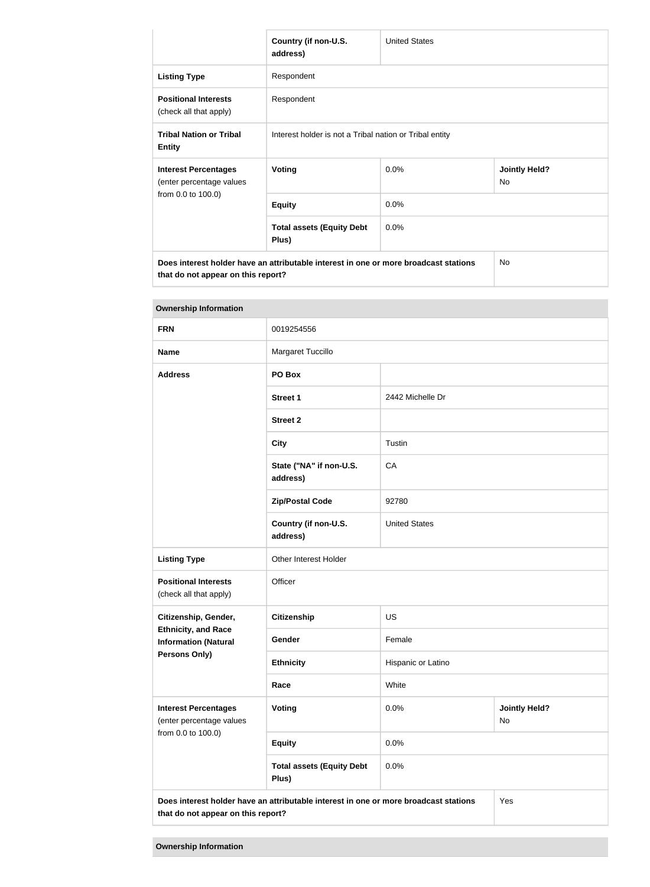| | Country (if non-U.S. address) | United States | |
|---|---|---|---|
| **Listing Type** | Respondent | | |
| **Positional Interests** (check all that apply) | Respondent | | |
| **Tribal Nation or Tribal Entity** | Interest holder is not a Tribal nation or Tribal entity | | |
| **Interest Percentages** (enter percentage values from 0.0 to 100.0) | **Voting** | 0.0% | **Jointly Held?** No |
| | **Equity** | 0.0% | |
| | **Total assets (Equity Debt Plus)** | 0.0% | |
| **Does interest holder have an attributable interest in one or more broadcast stations that do not appear on this report?** | | | No |

**Ownership Information**

| | | | |
|---|---|---|---|
| **FRN** | 0019254556 | | |
| **Name** | Margaret Tuccillo | | |
| **Address** | **PO Box** | | |
| | **Street 1** | 2442 Michelle Dr | |
| | **Street 2** | | |
| | **City** | Tustin | |
| | **State ("NA" if non-U.S. address)** | CA | |
| | **Zip/Postal Code** | 92780 | |
| | **Country (if non-U.S. address)** | United States | |
| **Listing Type** | Other Interest Holder | | |
| **Positional Interests** (check all that apply) | Officer | | |
| **Citizenship, Gender, Ethnicity, and Race Information (Natural Persons Only)** | **Citizenship** | US | |
| | **Gender** | Female | |
| | **Ethnicity** | Hispanic or Latino | |
| | **Race** | White | |
| **Interest Percentages** (enter percentage values from 0.0 to 100.0) | **Voting** | 0.0% | **Jointly Held?** No |
| | **Equity** | 0.0% | |
| | **Total assets (Equity Debt Plus)** | 0.0% | |
| **Does interest holder have an attributable interest in one or more broadcast stations that do not appear on this report?** | | | Yes |

**Ownership Information**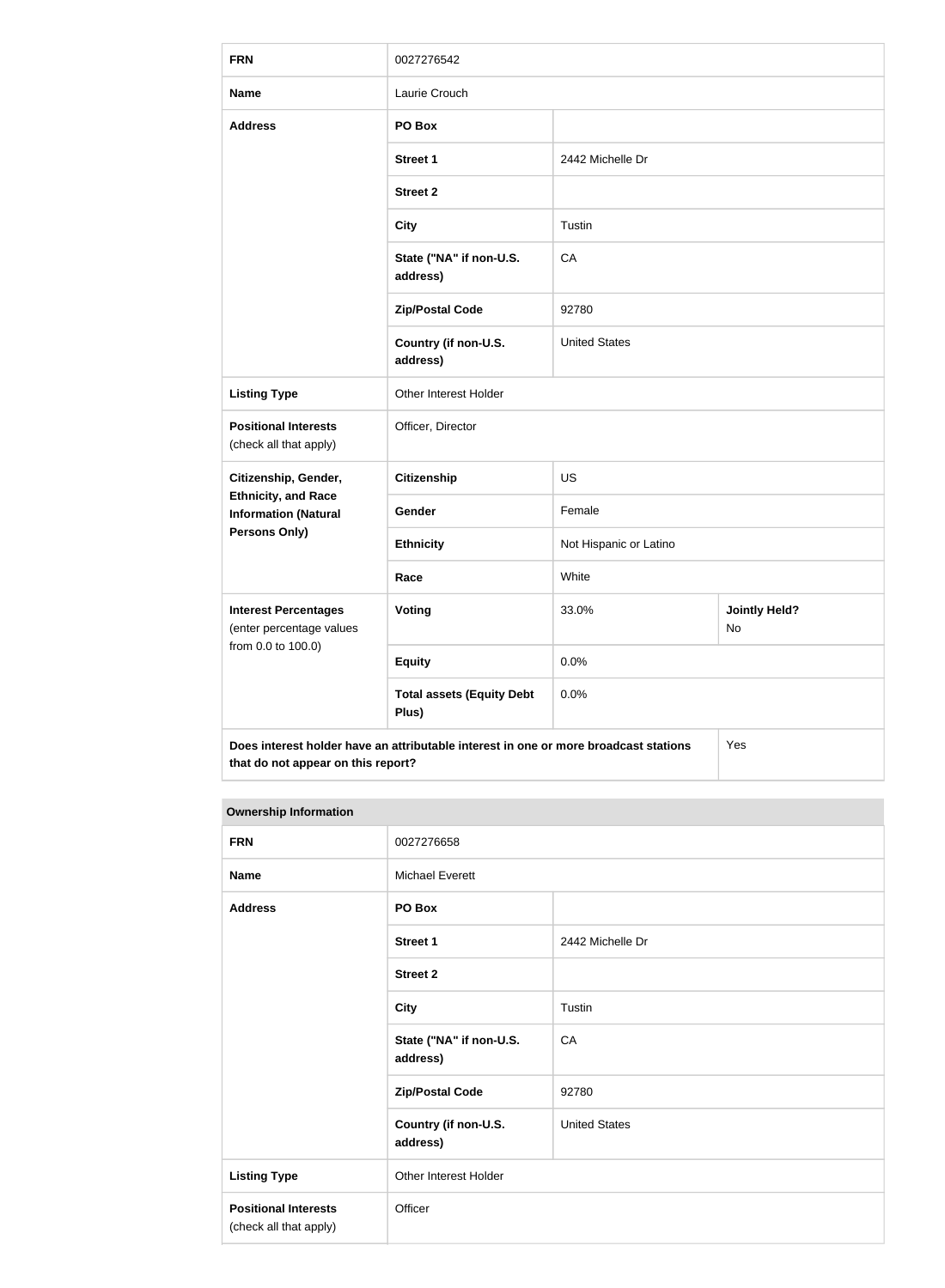| | | | |
|---|---|---|---|
| **FRN** | 0027276542 | | |
| **Name** | Laurie Crouch | | |
| **Address** | **PO Box** | | |
| | **Street 1** | 2442 Michelle Dr | |
| | **Street 2** | | |
| | **City** | Tustin | |
| | **State ("NA" if non-U.S. address)** | CA | |
| | **Zip/Postal Code** | 92780 | |
| | **Country (if non-U.S. address)** | United States | |
| **Listing Type** | Other Interest Holder | | |
| **Positional Interests** (check all that apply) | Officer, Director | | |
| **Citizenship, Gender, Ethnicity, and Race Information (Natural Persons Only)** | **Citizenship** | US | |
| | **Gender** | Female | |
| | **Ethnicity** | Not Hispanic or Latino | |
| | **Race** | White | |
| **Interest Percentages** (enter percentage values from 0.0 to 100.0) | **Voting** | 33.0% | **Jointly Held?** No |
| | **Equity** | 0.0% | |
| | **Total assets (Equity Debt Plus)** | 0.0% | |
| **Does interest holder have an attributable interest in one or more broadcast stations that do not appear on this report?** | | | Yes |

**Ownership Information**

| | | |
|---|---|---|
| **FRN** | 0027276658 | |
| **Name** | Michael Everett | |
| **Address** | **PO Box** | |
| | **Street 1** | 2442 Michelle Dr |
| | **Street 2** | |
| | **City** | Tustin |
| | **State ("NA" if non-U.S. address)** | CA |
| | **Zip/Postal Code** | 92780 |
| | **Country (if non-U.S. address)** | United States |
| **Listing Type** | Other Interest Holder | |
| **Positional Interests** (check all that apply) | Officer | |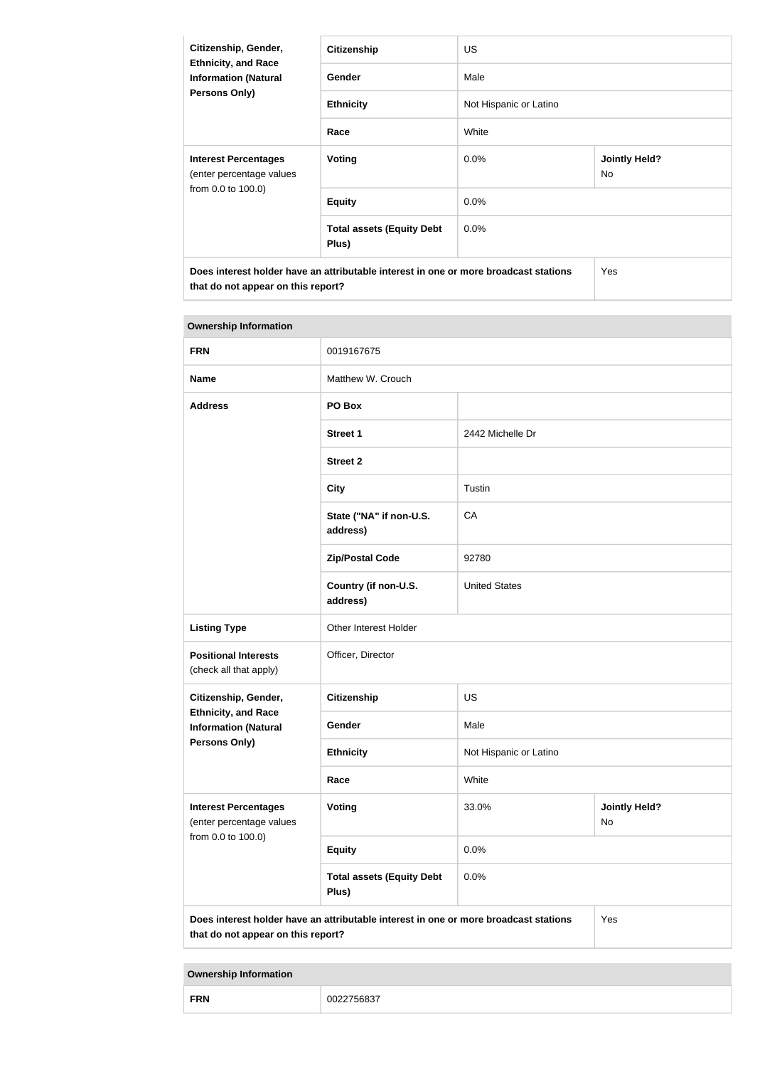| Citizenship, Gender, Ethnicity, and Race Information (Natural Persons Only) | Citizenship | US | |
|---|---|---|---|
| | Gender | Male | |
| | Ethnicity | Not Hispanic or Latino | |
| | Race | White | |
| **Interest Percentages** (enter percentage values from 0.0 to 100.0) | **Voting** | 0.0% | **Jointly Held?** No |
| | **Equity** | 0.0% | |
| | **Total assets (Equity Debt Plus)** | 0.0% | |
| **Does interest holder have an attributable interest in one or more broadcast stations that do not appear on this report?** | | | Yes |

| Ownership Information | | | |
|---|---|---|---|
| **FRN** | 0019167675 | | |
| **Name** | Matthew W. Crouch | | |
| **Address** | **PO Box** | | |
| | **Street 1** | 2442 Michelle Dr | |
| | **Street 2** | | |
| | **City** | Tustin | |
| | **State ("NA" if non-U.S. address)** | CA | |
| | **Zip/Postal Code** | 92780 | |
| | **Country (if non-U.S. address)** | United States | |
| **Listing Type** | Other Interest Holder | | |
| **Positional Interests** (check all that apply) | Officer, Director | | |
| **Citizenship, Gender, Ethnicity, and Race Information (Natural Persons Only)** | **Citizenship** | US | |
| | **Gender** | Male | |
| | **Ethnicity** | Not Hispanic or Latino | |
| | **Race** | White | |
| **Interest Percentages** (enter percentage values from 0.0 to 100.0) | **Voting** | 33.0% | **Jointly Held?** No |
| | **Equity** | 0.0% | |
| | **Total assets (Equity Debt Plus)** | 0.0% | |
| **Does interest holder have an attributable interest in one or more broadcast stations that do not appear on this report?** | | | Yes |

| Ownership Information | |
|---|---|
| **FRN** | 0022756837 |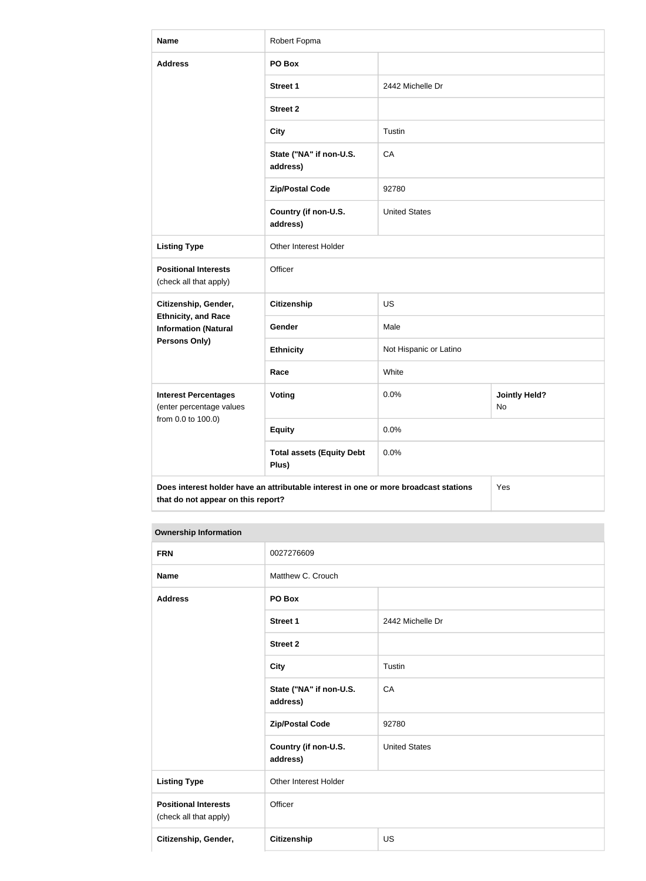| Name | Robert Fopma | | |
|---|---|---|---|
| Address | PO Box | | |
| | Street 1 | 2442 Michelle Dr | |
| | Street 2 | | |
| | City | Tustin | |
| | State ("NA" if non-U.S. address) | CA | |
| | Zip/Postal Code | 92780 | |
| | Country (if non-U.S. address) | United States | |
| Listing Type | Other Interest Holder | | |
| Positional Interests (check all that apply) | Officer | | |
| Citizenship, Gender, Ethnicity, and Race Information (Natural Persons Only) | Citizenship | US | |
| | Gender | Male | |
| | Ethnicity | Not Hispanic or Latino | |
| | Race | White | |
| Interest Percentages (enter percentage values from 0.0 to 100.0) | Voting | 0.0% | Jointly Held? No |
| | Equity | 0.0% | |
| | Total assets (Equity Debt Plus) | 0.0% | |
| Does interest holder have an attributable interest in one or more broadcast stations that do not appear on this report? | | | Yes |

| Ownership Information | | |
|---|---|---|
| FRN | 0027276609 | |
| Name | Matthew C. Crouch | |
| Address | PO Box | |
| | Street 1 | 2442 Michelle Dr |
| | Street 2 | |
| | City | Tustin |
| | State ("NA" if non-U.S. address) | CA |
| | Zip/Postal Code | 92780 |
| | Country (if non-U.S. address) | United States |
| Listing Type | Other Interest Holder | |
| Positional Interests (check all that apply) | Officer | |
| Citizenship, Gender, | Citizenship | US |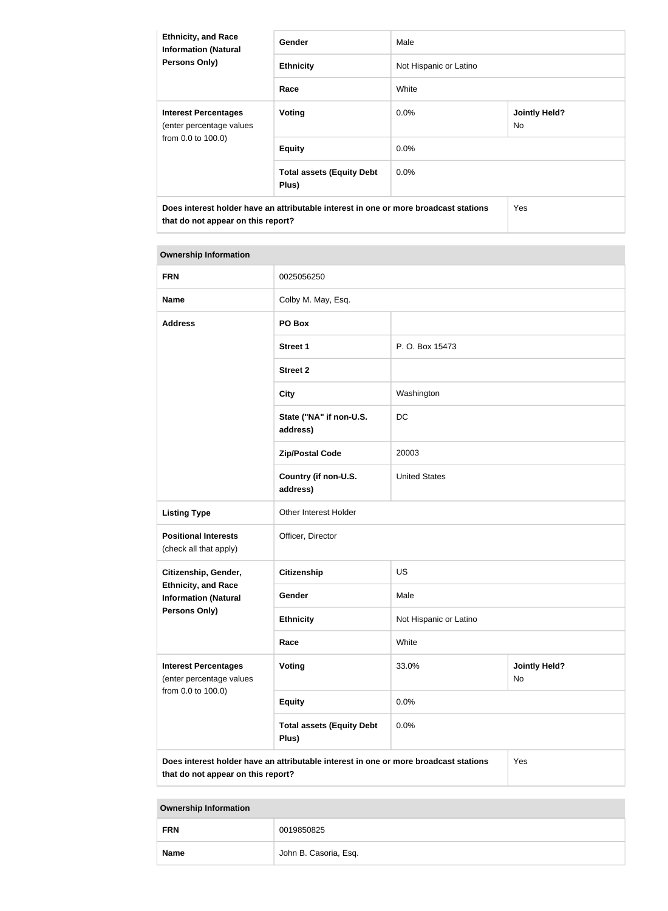| Ethnicity, and Race Information (Natural Persons Only) | Gender | Male | |
|---|---|---|---|
| | Ethnicity | Not Hispanic or Latino | |
| | Race | White | |
| **Interest Percentages** (enter percentage values from 0.0 to 100.0) | **Voting** | 0.0% | **Jointly Held?** No |
| | **Equity** | 0.0% | |
| | **Total assets (Equity Debt Plus)** | 0.0% | |
| **Does interest holder have an attributable interest in one or more broadcast stations that do not appear on this report?** | | | Yes |

| Ownership Information | | | |
|---|---|---|---|
| **FRN** | 0025056250 | | |
| **Name** | Colby M. May, Esq. | | |
| **Address** | **PO Box** | | |
| | **Street 1** | P. O. Box 15473 | |
| | **Street 2** | | |
| | **City** | Washington | |
| | **State ("NA" if non-U.S. address)** | DC | |
| | **Zip/Postal Code** | 20003 | |
| | **Country (if non-U.S. address)** | United States | |
| **Listing Type** | Other Interest Holder | | |
| **Positional Interests** (check all that apply) | Officer, Director | | |
| **Citizenship, Gender, Ethnicity, and Race Information (Natural Persons Only)** | **Citizenship** | US | |
| | **Gender** | Male | |
| | **Ethnicity** | Not Hispanic or Latino | |
| | **Race** | White | |
| **Interest Percentages** (enter percentage values from 0.0 to 100.0) | **Voting** | 33.0% | **Jointly Held?** No |
| | **Equity** | 0.0% | |
| | **Total assets (Equity Debt Plus)** | 0.0% | |
| **Does interest holder have an attributable interest in one or more broadcast stations that do not appear on this report?** | | | Yes |

| Ownership Information | |
|---|---|
| **FRN** | 0019850825 |
| **Name** | John B. Casoria, Esq. |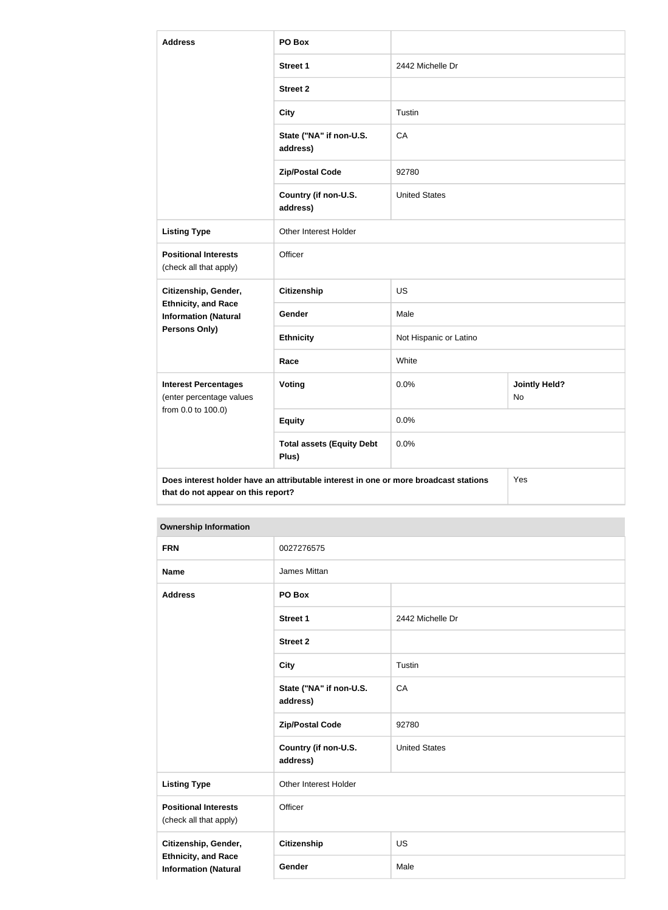| Address | PO Box | | |
|---|---|---|---|
| | Street 1 | 2442 Michelle Dr | |
| | Street 2 | | |
| | City | Tustin | |
| | State ("NA" if non-U.S. address) | CA | |
| | Zip/Postal Code | 92780 | |
| | Country (if non-U.S. address) | United States | |
| Listing Type | Other Interest Holder | | |
| Positional Interests (check all that apply) | Officer | | |
| Citizenship, Gender, Ethnicity, and Race Information (Natural Persons Only) | Citizenship | US | |
| | Gender | Male | |
| | Ethnicity | Not Hispanic or Latino | |
| | Race | White | |
| Interest Percentages (enter percentage values from 0.0 to 100.0) | Voting | 0.0% | Jointly Held? No |
| | Equity | 0.0% | |
| | Total assets (Equity Debt Plus) | 0.0% | |
| Does interest holder have an attributable interest in one or more broadcast stations that do not appear on this report? | | | Yes |

| Ownership Information | | |
|---|---|---|
| FRN | 0027276575 | |
| Name | James Mittan | |
| Address | PO Box | |
| | Street 1 | 2442 Michelle Dr |
| | Street 2 | |
| | City | Tustin |
| | State ("NA" if non-U.S. address) | CA |
| | Zip/Postal Code | 92780 |
| | Country (if non-U.S. address) | United States |
| Listing Type | Other Interest Holder | |
| Positional Interests (check all that apply) | Officer | |
| Citizenship, Gender, Ethnicity, and Race Information (Natural | Citizenship | US |
| | Gender | Male |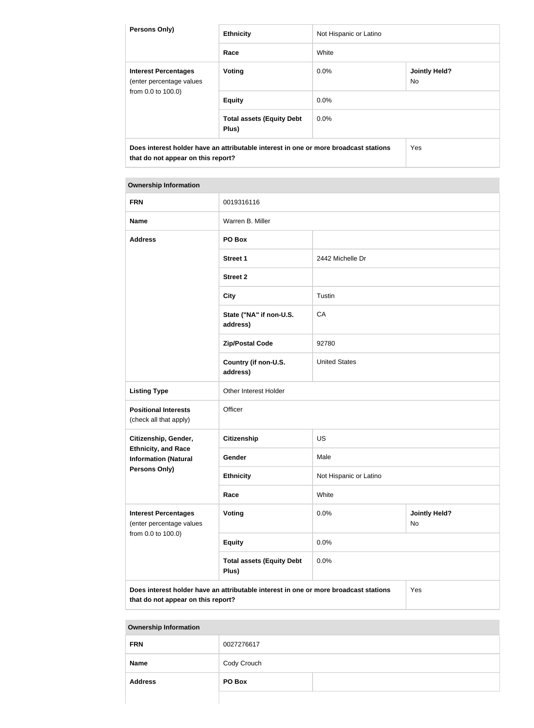| Persons Only) | Ethnicity | Not Hispanic or Latino | |
|---|---|---|---|
| | Race | White | |
| **Interest Percentages** (enter percentage values from 0.0 to 100.0) | **Voting** | 0.0% | **Jointly Held?** No |
| | **Equity** | 0.0% | |
| | **Total assets (Equity Debt Plus)** | 0.0% | |
| **Does interest holder have an attributable interest in one or more broadcast stations that do not appear on this report?** | | | Yes |

| Ownership Information | | | |
|---|---|---|---|
| **FRN** | 0019316116 | | |
| **Name** | Warren B. Miller | | |
| **Address** | **PO Box** | | |
| | **Street 1** | 2442 Michelle Dr | |
| | **Street 2** | | |
| | **City** | Tustin | |
| | **State ("NA" if non-U.S. address)** | CA | |
| | **Zip/Postal Code** | 92780 | |
| | **Country (if non-U.S. address)** | United States | |
| **Listing Type** | Other Interest Holder | | |
| **Positional Interests** (check all that apply) | Officer | | |
| **Citizenship, Gender, Ethnicity, and Race Information (Natural Persons Only)** | **Citizenship** | US | |
| | **Gender** | Male | |
| | **Ethnicity** | Not Hispanic or Latino | |
| | **Race** | White | |
| **Interest Percentages** (enter percentage values from 0.0 to 100.0) | **Voting** | 0.0% | **Jointly Held?** No |
| | **Equity** | 0.0% | |
| | **Total assets (Equity Debt Plus)** | 0.0% | |
| **Does interest holder have an attributable interest in one or more broadcast stations that do not appear on this report?** | | | Yes |

| Ownership Information | | |
|---|---|---|
| **FRN** | 0027276617 | |
| **Name** | Cody Crouch | |
| **Address** | **PO Box** | |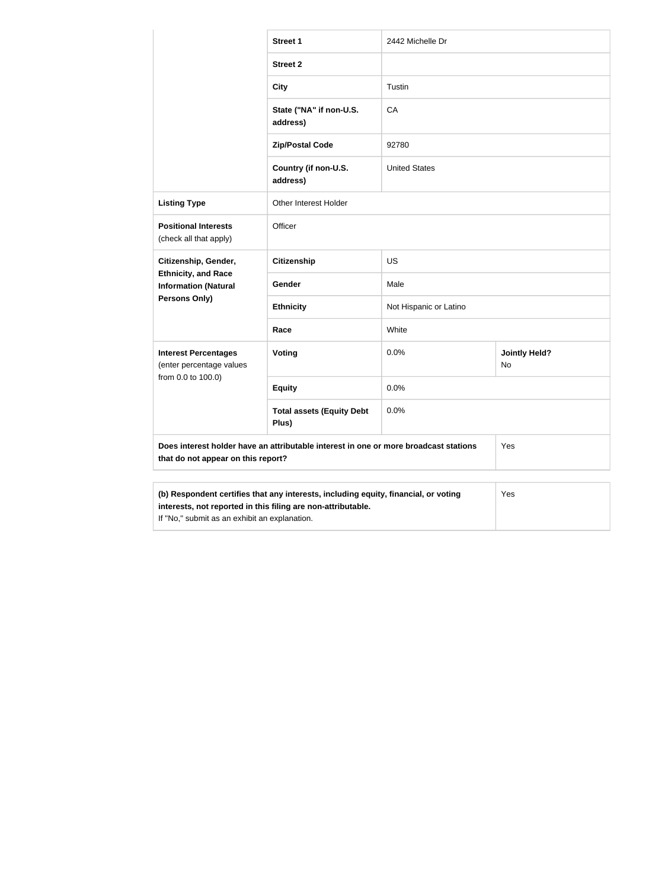| | | | |
|---|---|---|---|
| | **Street 1** | 2442 Michelle Dr | |
| | **Street 2** | | |
| | **City** | Tustin | |
| | **State ("NA" if non-U.S. address)** | CA | |
| | **Zip/Postal Code** | 92780 | |
| | **Country (if non-U.S. address)** | United States | |
| **Listing Type** | Other Interest Holder | | |
| **Positional Interests** (check all that apply) | Officer | | |
| **Citizenship, Gender, Ethnicity, and Race Information (Natural Persons Only)** | **Citizenship** | US | |
| | **Gender** | Male | |
| | **Ethnicity** | Not Hispanic or Latino | |
| | **Race** | White | |
| **Interest Percentages** (enter percentage values from 0.0 to 100.0) | **Voting** | 0.0% | **Jointly Held?** No |
| | **Equity** | 0.0% | |
| | **Total assets (Equity Debt Plus)** | 0.0% | |
| **Does interest holder have an attributable interest in one or more broadcast stations that do not appear on this report?** | | | Yes |

| | |
|---|---|
| **(b) Respondent certifies that any interests, including equity, financial, or voting interests, not reported in this filing are non-attributable.** If "No," submit as an exhibit an explanation. | Yes |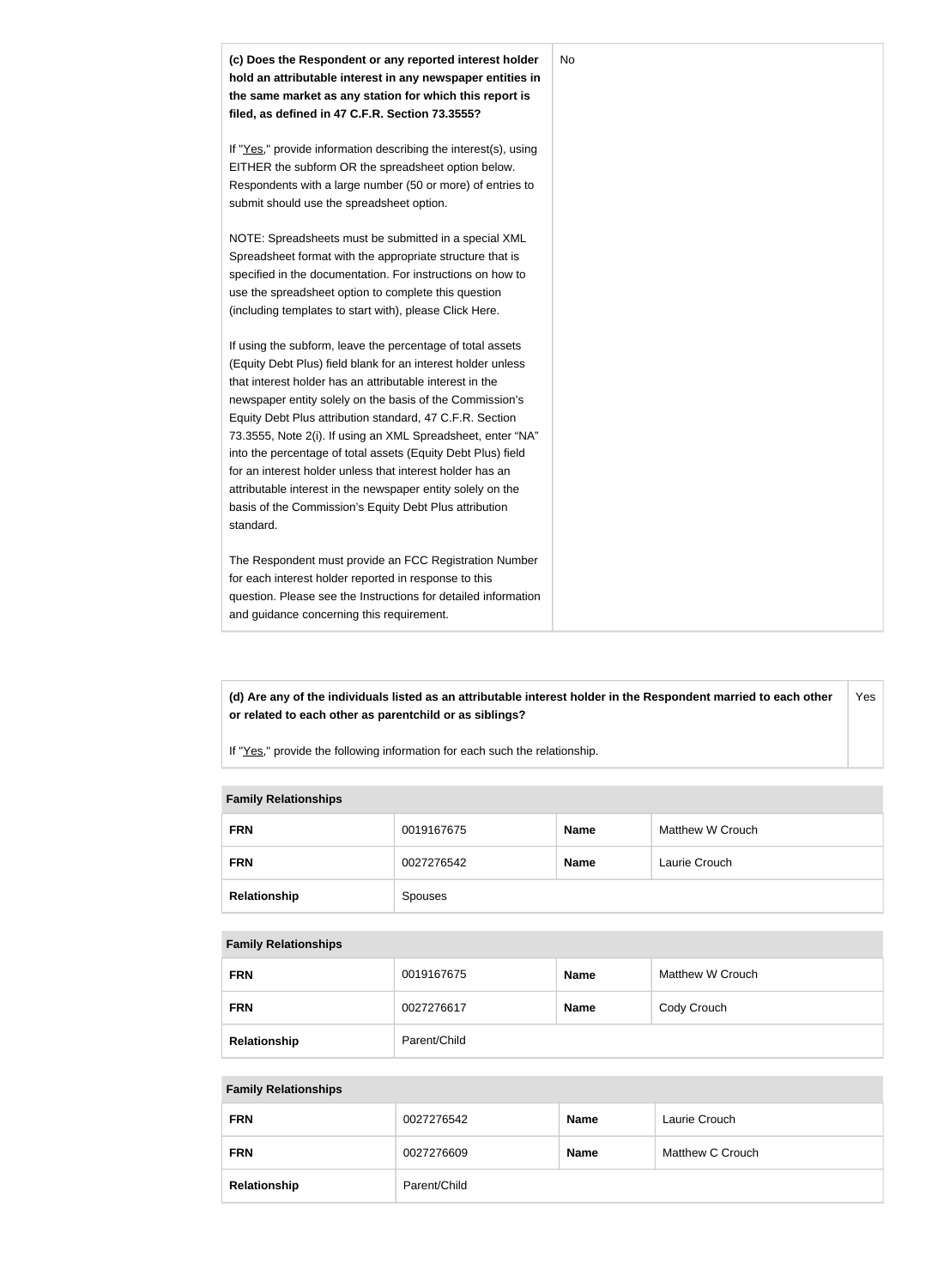| **(c) Does the Respondent or any reported interest holder hold an attributable interest in any newspaper entities in the same market as any station for which this report is filed, as defined in 47 C.F.R. Section 73.3555?**<br><br>If "Yes," provide information describing the interest(s), using EITHER the subform OR the spreadsheet option below. Respondents with a large number (50 or more) of entries to submit should use the spreadsheet option.<br><br>NOTE: Spreadsheets must be submitted in a special XML Spreadsheet format with the appropriate structure that is specified in the documentation. For instructions on how to use the spreadsheet option to complete this question (including templates to start with), please Click Here.<br><br>If using the subform, leave the percentage of total assets (Equity Debt Plus) field blank for an interest holder unless that interest holder has an attributable interest in the newspaper entity solely on the basis of the Commission's Equity Debt Plus attribution standard, 47 C.F.R. Section 73.3555, Note 2(i). If using an XML Spreadsheet, enter "NA" into the percentage of total assets (Equity Debt Plus) field for an interest holder unless that interest holder has an attributable interest in the newspaper entity solely on the basis of the Commission's Equity Debt Plus attribution standard.<br><br>The Respondent must provide an FCC Registration Number for each interest holder reported in response to this question. Please see the Instructions for detailed information and guidance concerning this requirement. | No |
|---|---|

| **(d) Are any of the individuals listed as an attributable interest holder in the Respondent married to each other or related to each other as parentchild or as siblings?**<br><br>If "Yes," provide the following information for each such the relationship. | Yes |
|---|---|

| **Family Relationships** | | | |
|---|---|---|---|
| **FRN** | 0019167675 | **Name** | Matthew W Crouch |
| **FRN** | 0027276542 | **Name** | Laurie Crouch |
| **Relationship** | Spouses | | |

| **Family Relationships** | | | |
|---|---|---|---|
| **FRN** | 0019167675 | **Name** | Matthew W Crouch |
| **FRN** | 0027276617 | **Name** | Cody Crouch |
| **Relationship** | Parent/Child | | |

| **Family Relationships** | | | |
|---|---|---|---|
| **FRN** | 0027276542 | **Name** | Laurie Crouch |
| **FRN** | 0027276609 | **Name** | Matthew C Crouch |
| **Relationship** | Parent/Child | | |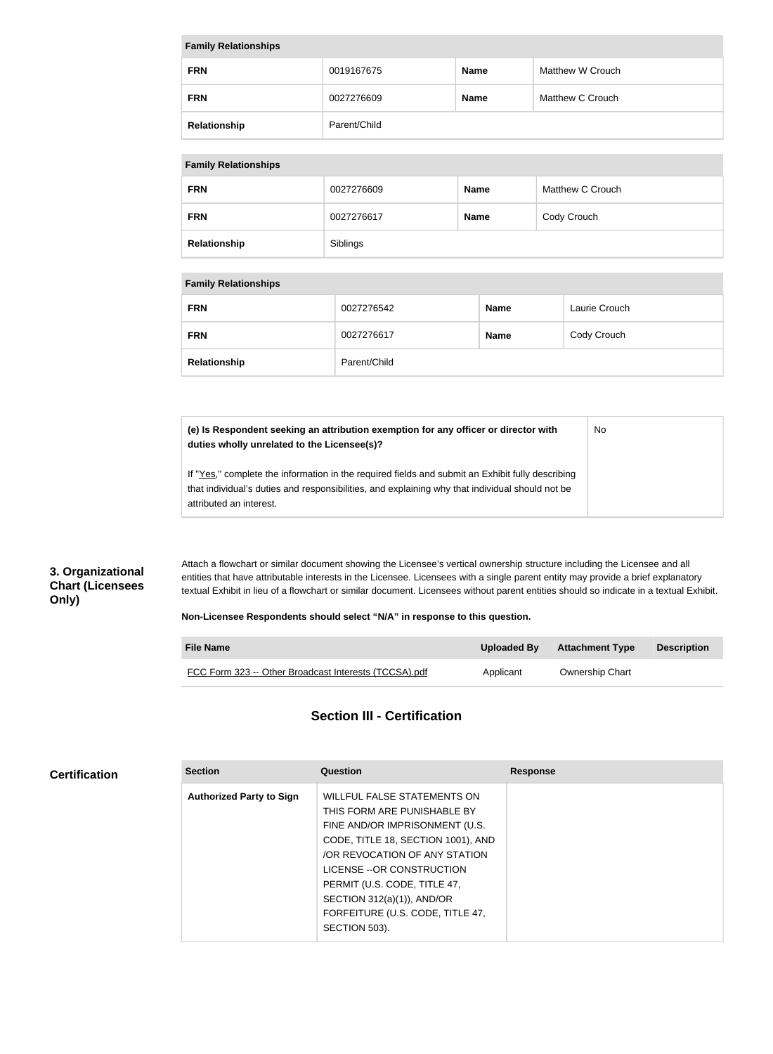| Family Relationships | | | |
|---|---|---|---|
| **FRN** | 0019167675 | **Name** | Matthew W Crouch |
| **FRN** | 0027276609 | **Name** | Matthew C Crouch |
| **Relationship** | Parent/Child | | |

| Family Relationships | | | |
|---|---|---|---|
| **FRN** | 0027276609 | **Name** | Matthew C Crouch |
| **FRN** | 0027276617 | **Name** | Cody Crouch |
| **Relationship** | Siblings | | |

| Family Relationships | | | |
|---|---|---|---|
| **FRN** | 0027276542 | **Name** | Laurie Crouch |
| **FRN** | 0027276617 | **Name** | Cody Crouch |
| **Relationship** | Parent/Child | | |

| | |
|---|---|
| **(e) Is Respondent seeking an attribution exemption for any officer or director with duties wholly unrelated to the Licensee(s)?**<br><br>If "Yes," complete the information in the required fields and submit an Exhibit fully describing that individual's duties and responsibilities, and explaining why that individual should not be attributed an interest. | No |

### 3. Organizational Chart (Licensees Only)

Attach a flowchart or similar document showing the Licensee's vertical ownership structure including the Licensee and all entities that have attributable interests in the Licensee. Licensees with a single parent entity may provide a brief explanatory textual Exhibit in lieu of a flowchart or similar document. Licensees without parent entities should so indicate in a textual Exhibit.

**Non-Licensee Respondents should select "N/A" in response to this question.**

| File Name | Uploaded By | Attachment Type | Description |
|---|---|---|---|
| FCC Form 323 -- Other Broadcast Interests (TCCSA).pdf | Applicant | Ownership Chart | |

## Section III - Certification

### Certification

| Section | Question | Response |
|---|---|---|
| **Authorized Party to Sign** | WILLFUL FALSE STATEMENTS ON THIS FORM ARE PUNISHABLE BY FINE AND/OR IMPRISONMENT (U.S. CODE, TITLE 18, SECTION 1001), AND /OR REVOCATION OF ANY STATION LICENSE --OR CONSTRUCTION PERMIT (U.S. CODE, TITLE 47, SECTION 312(a)(1)), AND/OR FORFEITURE (U.S. CODE, TITLE 47, SECTION 503). | |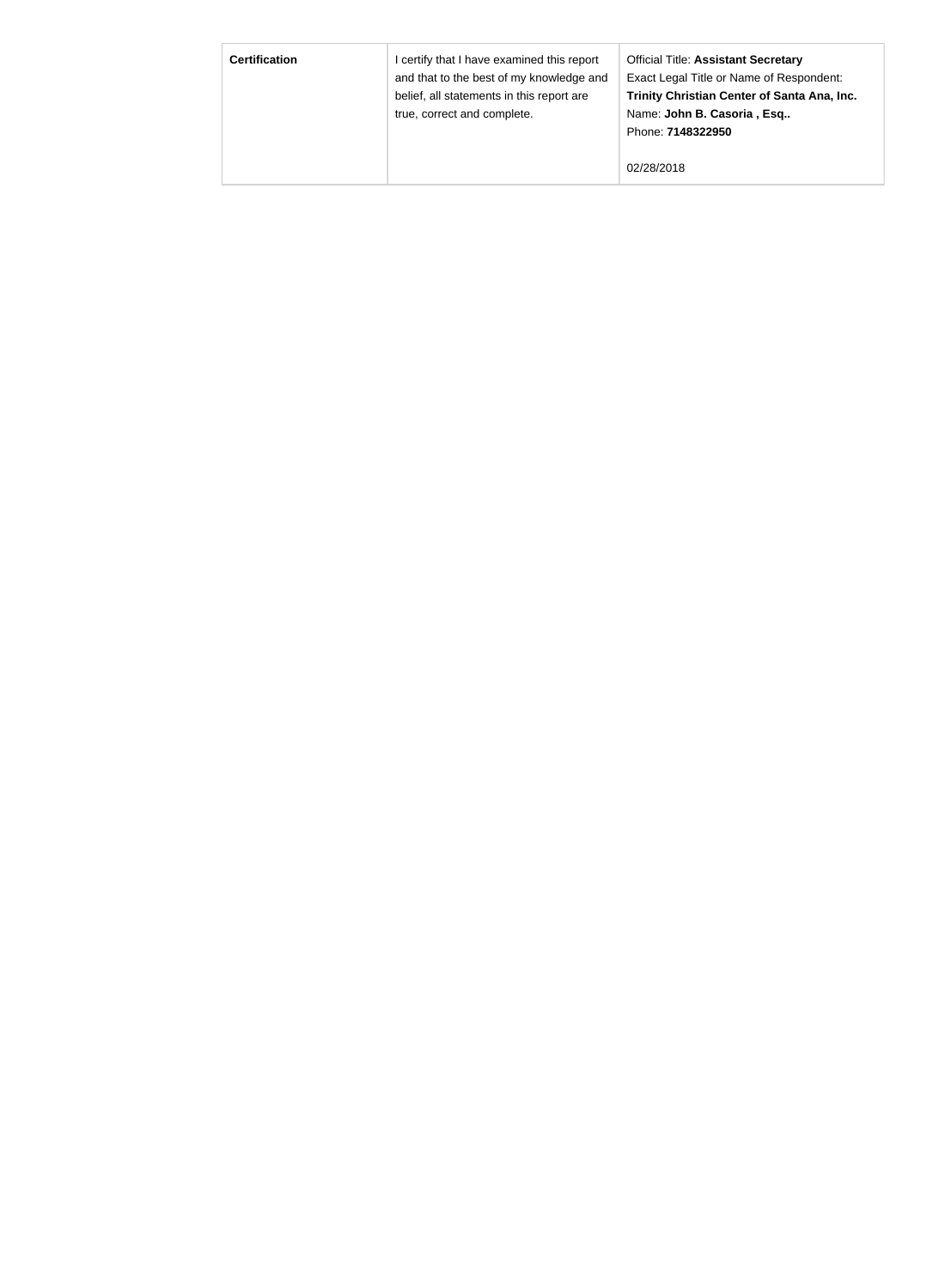| | | |
|---|---|---|
| **Certification** | I certify that I have examined this report and that to the best of my knowledge and belief, all statements in this report are true, correct and complete. | Official Title: **Assistant Secretary**<br>Exact Legal Title or Name of Respondent: **Trinity Christian Center of Santa Ana, Inc.**<br>Name: **John B. Casoria , Esq..**<br>Phone: **7148322950**<br><br>02/28/2018 |